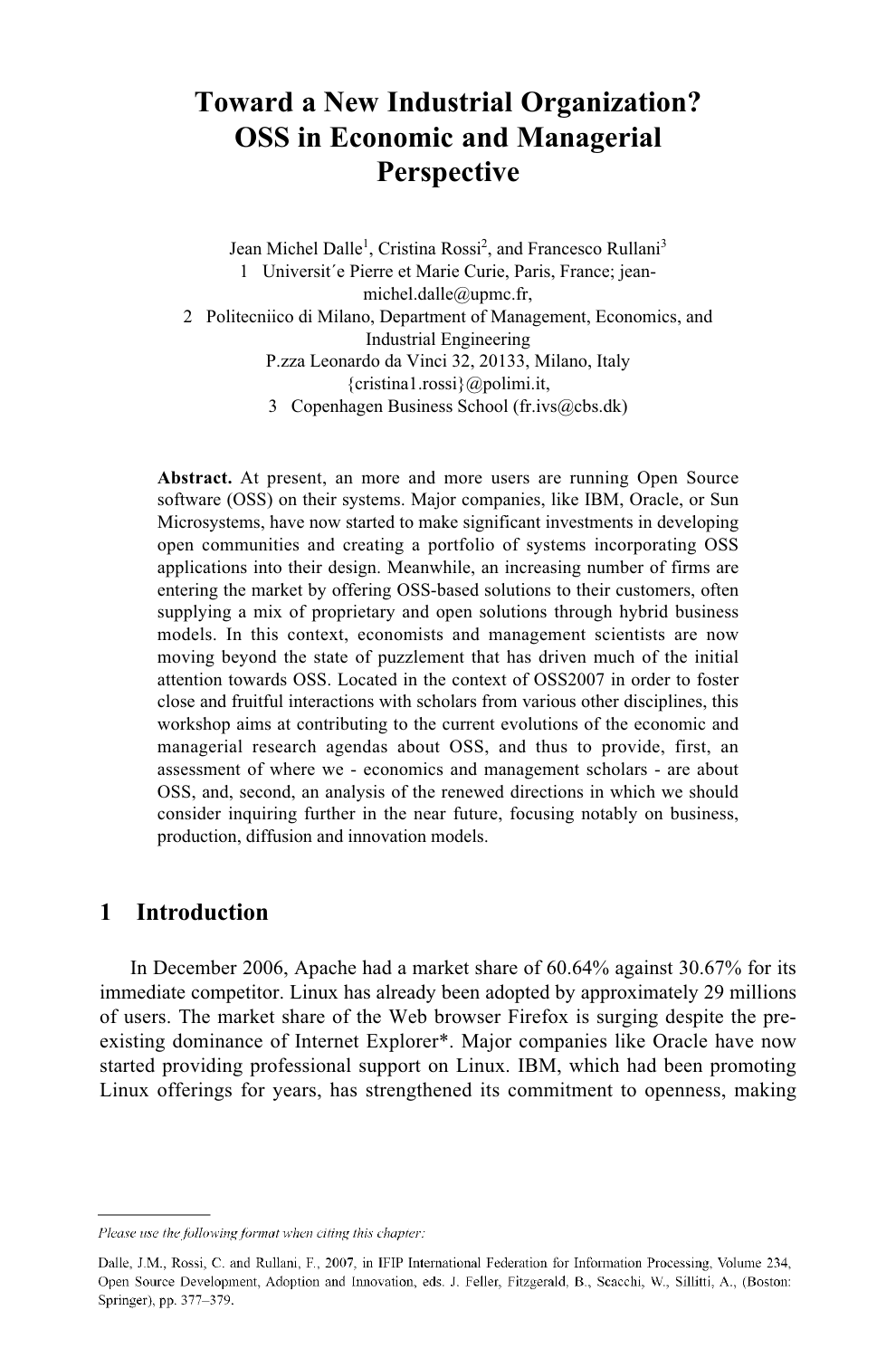# Toward a New Industrial Organization? OSS in Economic and Managerial Perspective

Jean Michel Dalle[1], Cristina Rossi[2], and Francesco Rullani[3]

1 Universit´e Pierre et Marie Curie, Paris, France; jean-michel.dalle@upmc.fr,

2 Politecniico di Milano, Department of Management, Economics, and Industrial Engineering
P.zza Leonardo da Vinci 32, 20133, Milano, Italy
{cristina1.rossi}@polimi.it,

3 Copenhagen Business School (fr.ivs@cbs.dk)

**Abstract.** At present, an more and more users are running Open Source software (OSS) on their systems. Major companies, like IBM, Oracle, or Sun Microsystems, have now started to make significant investments in developing open communities and creating a portfolio of systems incorporating OSS applications into their design. Meanwhile, an increasing number of firms are entering the market by offering OSS-based solutions to their customers, often supplying a mix of proprietary and open solutions through hybrid business models. In this context, economists and management scientists are now moving beyond the state of puzzlement that has driven much of the initial attention towards OSS. Located in the context of OSS2007 in order to foster close and fruitful interactions with scholars from various other disciplines, this workshop aims at contributing to the current evolutions of the economic and managerial research agendas about OSS, and thus to provide, first, an assessment of where we - economics and management scholars - are about OSS, and, second, an analysis of the renewed directions in which we should consider inquiring further in the near future, focusing notably on business, production, diffusion and innovation models.

## 1 Introduction

In December 2006, Apache had a market share of 60.64% against 30.67% for its immediate competitor. Linux has already been adopted by approximately 29 millions of users. The market share of the Web browser Firefox is surging despite the pre-existing dominance of Internet Explorer*. Major companies like Oracle have now started providing professional support on Linux. IBM, which had been promoting Linux offerings for years, has strengthened its commitment to openness, making

*Please use the following format when citing this chapter:*

Dalle, J.M., Rossi, C. and Rullani, F., 2007, in IFIP International Federation for Information Processing, Volume 234, Open Source Development, Adoption and Innovation, eds. J. Feller, Fitzgerald, B., Scacchi, W., Sillitti, A., (Boston: Springer), pp. 377–379.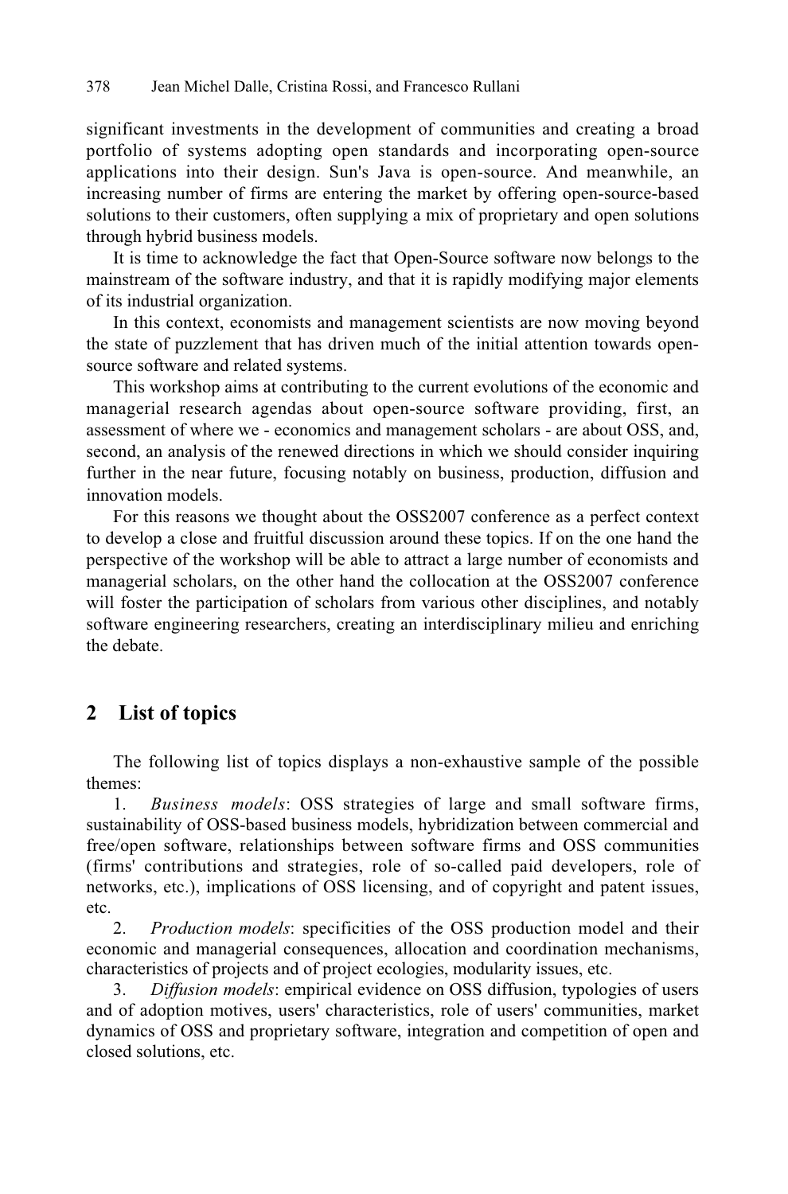significant investments in the development of communities and creating a broad portfolio of systems adopting open standards and incorporating open-source applications into their design. Sun's Java is open-source. And meanwhile, an increasing number of firms are entering the market by offering open-source-based solutions to their customers, often supplying a mix of proprietary and open solutions through hybrid business models.

It is time to acknowledge the fact that Open-Source software now belongs to the mainstream of the software industry, and that it is rapidly modifying major elements of its industrial organization.

In this context, economists and management scientists are now moving beyond the state of puzzlement that has driven much of the initial attention towards open-source software and related systems.

This workshop aims at contributing to the current evolutions of the economic and managerial research agendas about open-source software providing, first, an assessment of where we - economics and management scholars - are about OSS, and, second, an analysis of the renewed directions in which we should consider inquiring further in the near future, focusing notably on business, production, diffusion and innovation models.

For this reasons we thought about the OSS2007 conference as a perfect context to develop a close and fruitful discussion around these topics. If on the one hand the perspective of the workshop will be able to attract a large number of economists and managerial scholars, on the other hand the collocation at the OSS2007 conference will foster the participation of scholars from various other disciplines, and notably software engineering researchers, creating an interdisciplinary milieu and enriching the debate.

## 2 List of topics

The following list of topics displays a non-exhaustive sample of the possible themes:

1. *Business models*: OSS strategies of large and small software firms, sustainability of OSS-based business models, hybridization between commercial and free/open software, relationships between software firms and OSS communities (firms' contributions and strategies, role of so-called paid developers, role of networks, etc.), implications of OSS licensing, and of copyright and patent issues, etc.
2. *Production models*: specificities of the OSS production model and their economic and managerial consequences, allocation and coordination mechanisms, characteristics of projects and of project ecologies, modularity issues, etc.
3. *Diffusion models*: empirical evidence on OSS diffusion, typologies of users and of adoption motives, users' characteristics, role of users' communities, market dynamics of OSS and proprietary software, integration and competition of open and closed solutions, etc.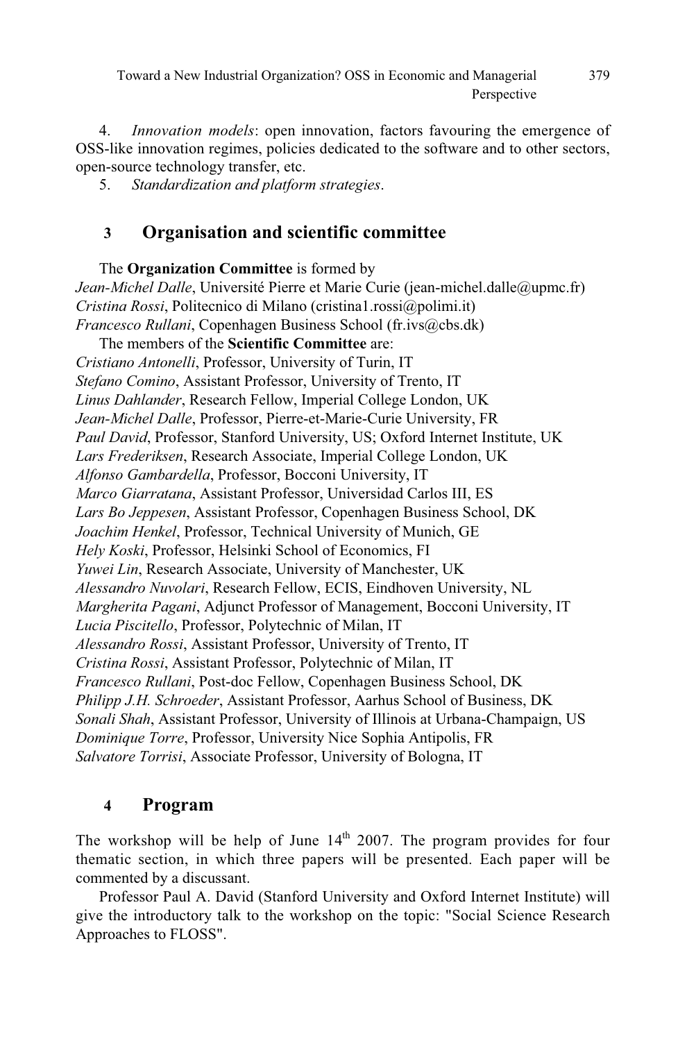4. *Innovation models*: open innovation, factors favouring the emergence of OSS-like innovation regimes, policies dedicated to the software and to other sectors, open-source technology transfer, etc.
5. *Standardization and platform strategies*.

## 3 Organisation and scientific committee

The **Organization Committee** is formed by
*Jean-Michel Dalle*, Université Pierre et Marie Curie (jean-michel.dalle@upmc.fr)
*Cristina Rossi*, Politecnico di Milano (cristina1.rossi@polimi.it)
*Francesco Rullani*, Copenhagen Business School (fr.ivs@cbs.dk)

The members of the **Scientific Committee** are:
*Cristiano Antonelli*, Professor, University of Turin, IT
*Stefano Comino*, Assistant Professor, University of Trento, IT
*Linus Dahlander*, Research Fellow, Imperial College London, UK
*Jean-Michel Dalle*, Professor, Pierre-et-Marie-Curie University, FR
*Paul David*, Professor, Stanford University, US; Oxford Internet Institute, UK
*Lars Frederiksen*, Research Associate, Imperial College London, UK
*Alfonso Gambardella*, Professor, Bocconi University, IT
*Marco Giarratana*, Assistant Professor, Universidad Carlos III, ES
*Lars Bo Jeppesen*, Assistant Professor, Copenhagen Business School, DK
*Joachim Henkel*, Professor, Technical University of Munich, GE
*Hely Koski*, Professor, Helsinki School of Economics, FI
*Yuwei Lin*, Research Associate, University of Manchester, UK
*Alessandro Nuvolari*, Research Fellow, ECIS, Eindhoven University, NL
*Margherita Pagani*, Adjunct Professor of Management, Bocconi University, IT
*Lucia Piscitello*, Professor, Polytechnic of Milan, IT
*Alessandro Rossi*, Assistant Professor, University of Trento, IT
*Cristina Rossi*, Assistant Professor, Polytechnic of Milan, IT
*Francesco Rullani*, Post-doc Fellow, Copenhagen Business School, DK
*Philipp J.H. Schroeder*, Assistant Professor, Aarhus School of Business, DK
*Sonali Shah*, Assistant Professor, University of Illinois at Urbana-Champaign, US
*Dominique Torre*, Professor, University Nice Sophia Antipolis, FR
*Salvatore Torrisi*, Associate Professor, University of Bologna, IT

## 4 Program

The workshop will be help of June 14th 2007. The program provides for four thematic section, in which three papers will be presented. Each paper will be commented by a discussant.

Professor Paul A. David (Stanford University and Oxford Internet Institute) will give the introductory talk to the workshop on the topic: "Social Science Research Approaches to FLOSS".